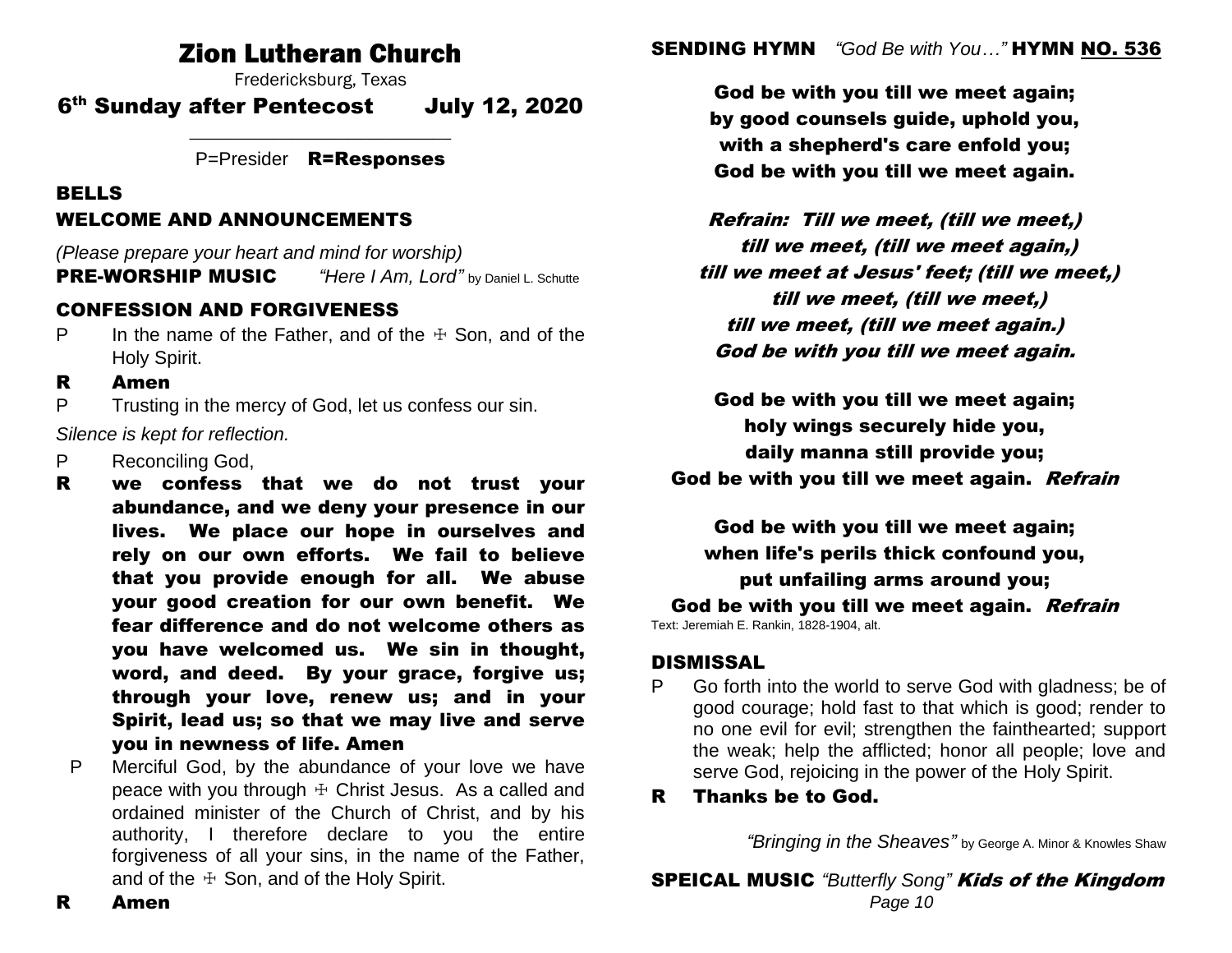# Zion Lutheran Church

Fredericksburg, Texas

## 6th Sunday after Pentecost July 12, 2020

P=Presider **R=Responses**

### BELLS

### WELCOME AND ANNOUNCEMENTS

*(Please prepare your heart and mind for worship)*

**PRE-WORSHIP MUSIC** *"Here I Am, Lord"* by Daniel L. Schutte

### CONFESSION AND FORGIVENESS

P In the name of the Father, and of the ☩ Son, and of the Holy Spirit.

**R Amen**

P Trusting in the mercy of God, let us confess our sin.

*Silence is kept for reflection.*

P Reconciling God,

**R we confess that we do not trust your abundance, and we deny your presence in our lives. We place our hope in ourselves and rely on our own efforts. We fail to believe that you provide enough for all. We abuse your good creation for our own benefit. We fear difference and do not welcome others as you have welcomed us. We sin in thought, word, and deed. By your grace, forgive us; through your love, renew us; and in your Spirit, lead us; so that we may live and serve you in newness of life. Amen**

P Merciful God, by the abundance of your love we have peace with you through ☩ Christ Jesus. As a called and ordained minister of the Church of Christ, and by his authority, I therefore declare to you the entire forgiveness of all your sins, in the name of the Father, and of the ☩ Son, and of the Holy Spirit.

**R Amen**

### SENDING HYMN *"God Be with You…"* HYMN NO. 536

**God be with you till we meet again;**
**by good counsels guide, uphold you,**
**with a shepherd's care enfold you;**
**God be with you till we meet again.**

***Refrain: Till we meet, (till we meet,)***
***till we meet, (till we meet again,)***
***till we meet at Jesus' feet; (till we meet,)***
***till we meet, (till we meet,)***
***till we meet, (till we meet again.)***
***God be with you till we meet again.***

**God be with you till we meet again;**
**holy wings securely hide you,**
**daily manna still provide you;**
**God be with you till we meet again.** ***Refrain***

**God be with you till we meet again;**
**when life's perils thick confound you,**
**put unfailing arms around you;**
**God be with you till we meet again.** ***Refrain***

Text: Jeremiah E. Rankin, 1828-1904, alt.

### DISMISSAL

P Go forth into the world to serve God with gladness; be of good courage; hold fast to that which is good; render to no one evil for evil; strengthen the fainthearted; support the weak; help the afflicted; honor all people; love and serve God, rejoicing in the power of the Holy Spirit.

**R Thanks be to God.**

*"Bringing in the Sheaves"* by George A. Minor & Knowles Shaw

**SPEICAL MUSIC** *"Butterfly Song"* ***Kids of the Kingdom***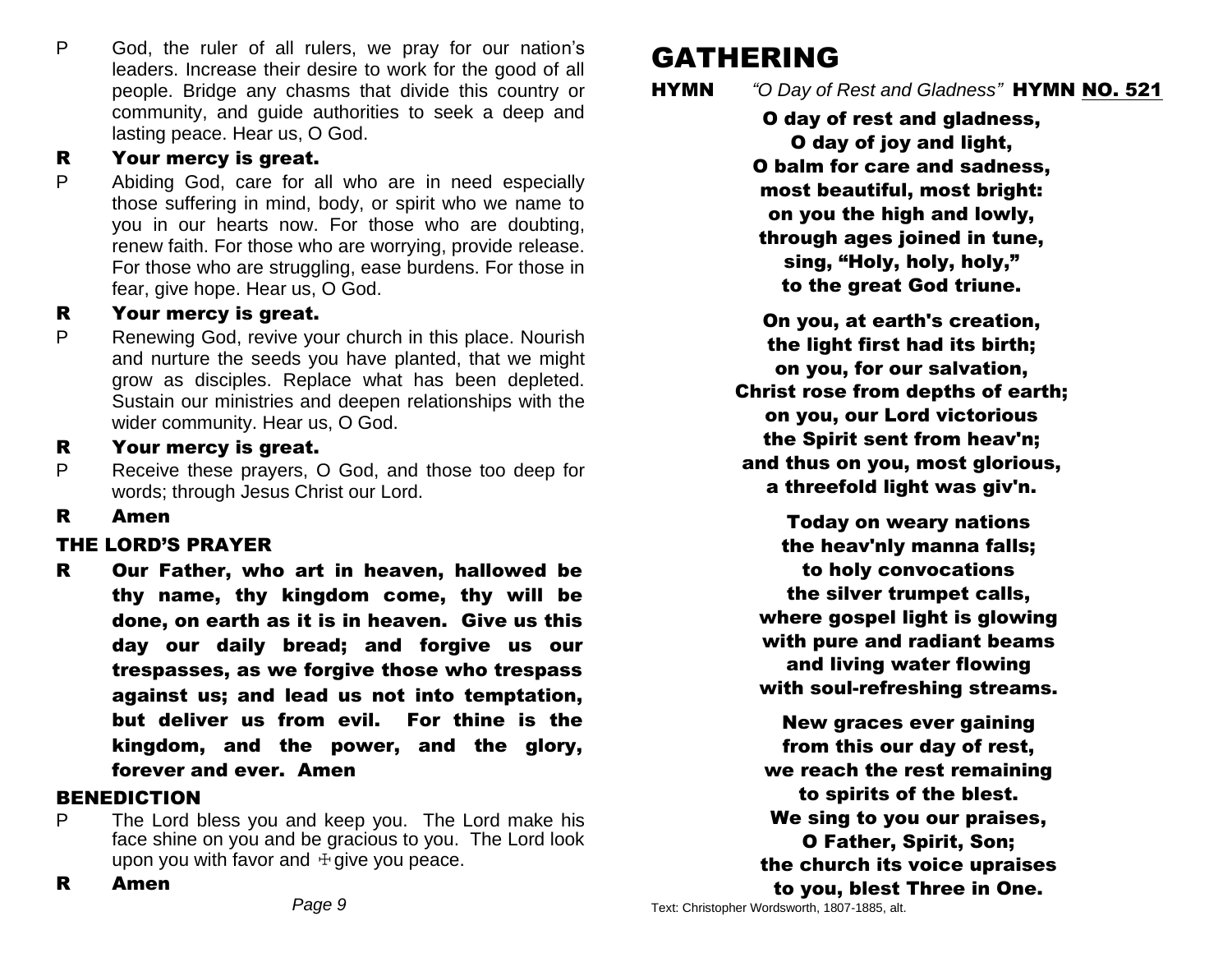P God, the ruler of all rulers, we pray for our nation's leaders. Increase their desire to work for the good of all people. Bridge any chasms that divide this country or community, and guide authorities to seek a deep and lasting peace. Hear us, O God.

**R Your mercy is great.**

P Abiding God, care for all who are in need especially those suffering in mind, body, or spirit who we name to you in our hearts now. For those who are doubting, renew faith. For those who are worrying, provide release. For those who are struggling, ease burdens. For those in fear, give hope. Hear us, O God.

**R Your mercy is great.**

P Renewing God, revive your church in this place. Nourish and nurture the seeds you have planted, that we might grow as disciples. Replace what has been depleted. Sustain our ministries and deepen relationships with the wider community. Hear us, O God.

**R Your mercy is great.**

P Receive these prayers, O God, and those too deep for words; through Jesus Christ our Lord.

**R Amen**

### THE LORD'S PRAYER

**R Our Father, who art in heaven, hallowed be thy name, thy kingdom come, thy will be done, on earth as it is in heaven. Give us this day our daily bread; and forgive us our trespasses, as we forgive those who trespass against us; and lead us not into temptation, but deliver us from evil. For thine is the kingdom, and the power, and the glory, forever and ever. Amen**

### BENEDICTION

P The Lord bless you and keep you. The Lord make his face shine on you and be gracious to you. The Lord look upon you with favor and ☩ give you peace.

**R Amen**

# GATHERING

**HYMN** *"O Day of Rest and Gladness"* **HYMN NO. 521**

**O day of rest and gladness,**
**O day of joy and light,**
**O balm for care and sadness,**
**most beautiful, most bright:**
**on you the high and lowly,**
**through ages joined in tune,**
**sing, "Holy, holy, holy,"**
**to the great God triune.**

**On you, at earth's creation,**
**the light first had its birth;**
**on you, for our salvation,**
**Christ rose from depths of earth;**
**on you, our Lord victorious**
**the Spirit sent from heav'n;**
**and thus on you, most glorious,**
**a threefold light was giv'n.**

**Today on weary nations**
**the heav'nly manna falls;**
**to holy convocations**
**the silver trumpet calls,**
**where gospel light is glowing**
**with pure and radiant beams**
**and living water flowing**
**with soul-refreshing streams.**

**New graces ever gaining**
**from this our day of rest,**
**we reach the rest remaining**
**to spirits of the blest.**
**We sing to you our praises,**
**O Father, Spirit, Son;**
**the church its voice upraises**
**to you, blest Three in One.**

Text: Christopher Wordsworth, 1807-1885, alt.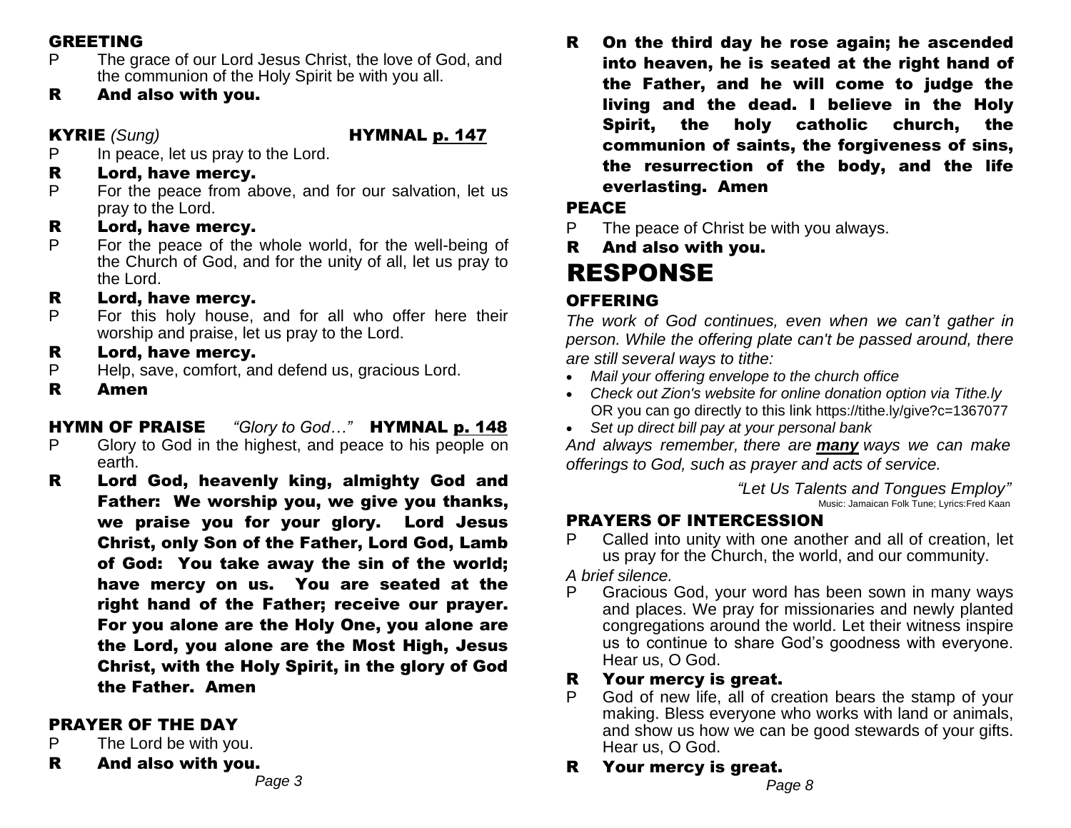### GREETING

P The grace of our Lord Jesus Christ, the love of God, and the communion of the Holy Spirit be with you all.

**R And also with you.**

### KYRIE *(Sung)* HYMNAL p. 147

P In peace, let us pray to the Lord.

**R Lord, have mercy.**

P For the peace from above, and for our salvation, let us pray to the Lord.

**R Lord, have mercy.**

P For the peace of the whole world, for the well-being of the Church of God, and for the unity of all, let us pray to the Lord.

**R Lord, have mercy.**

P For this holy house, and for all who offer here their worship and praise, let us pray to the Lord.

**R Lord, have mercy.**

P Help, save, comfort, and defend us, gracious Lord.

**R Amen**

### HYMN OF PRAISE *"Glory to God…"* HYMNAL p. 148

P Glory to God in the highest, and peace to his people on earth.

**R Lord God, heavenly king, almighty God and Father: We worship you, we give you thanks, we praise you for your glory. Lord Jesus Christ, only Son of the Father, Lord God, Lamb of God: You take away the sin of the world; have mercy on us. You are seated at the right hand of the Father; receive our prayer. For you alone are the Holy One, you alone are the Lord, you alone are the Most High, Jesus Christ, with the Holy Spirit, in the glory of God the Father. Amen**

### PRAYER OF THE DAY

P The Lord be with you.

**R And also with you.**

**R On the third day he rose again; he ascended into heaven, he is seated at the right hand of the Father, and he will come to judge the living and the dead. I believe in the Holy Spirit, the holy catholic church, the communion of saints, the forgiveness of sins, the resurrection of the body, and the life everlasting. Amen**

### PEACE

P The peace of Christ be with you always.

**R And also with you.**

## RESPONSE

### OFFERING

*The work of God continues, even when we can't gather in person. While the offering plate can't be passed around, there are still several ways to tithe:*

- *Mail your offering envelope to the church office*
- *Check out Zion's website for online donation option via Tithe.ly* OR you can go directly to this link https://tithe.ly/give?c=1367077
- *Set up direct bill pay at your personal bank*

*And always remember, there are **many** ways we can make offerings to God, such as prayer and acts of service.*

*"Let Us Talents and Tongues Employ"*
Music: Jamaican Folk Tune; Lyrics:Fred Kaan

### PRAYERS OF INTERCESSION

P Called into unity with one another and all of creation, let us pray for the Church, the world, and our community.

*A brief silence.*

P Gracious God, your word has been sown in many ways and places. We pray for missionaries and newly planted congregations around the world. Let their witness inspire us to continue to share God's goodness with everyone. Hear us, O God.

**R Your mercy is great.**

P God of new life, all of creation bears the stamp of your making. Bless everyone who works with land or animals, and show us how we can be good stewards of your gifts. Hear us, O God.

**R Your mercy is great.**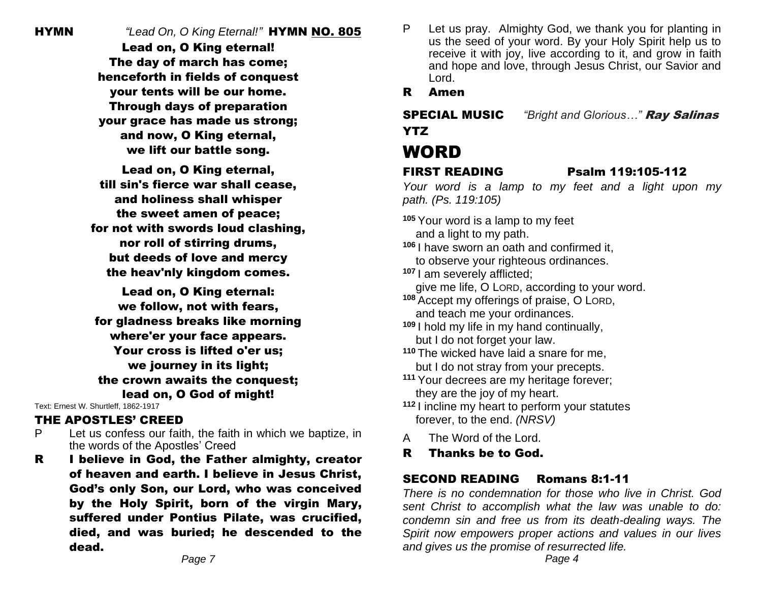**HYMN** *"Lead On, O King Eternal!"* **HYMN NO. 805**

**Lead on, O King eternal!**
**The day of march has come;**
**henceforth in fields of conquest**
**your tents will be our home.**
**Through days of preparation**
**your grace has made us strong;**
**and now, O King eternal,**
**we lift our battle song.**

**Lead on, O King eternal,**
**till sin's fierce war shall cease,**
**and holiness shall whisper**
**the sweet amen of peace;**
**for not with swords loud clashing,**
**nor roll of stirring drums,**
**but deeds of love and mercy**
**the heav'nly kingdom comes.**

**Lead on, O King eternal:**
**we follow, not with fears,**
**for gladness breaks like morning**
**where'er your face appears.**
**Your cross is lifted o'er us;**
**we journey in its light;**
**the crown awaits the conquest;**
**lead on, O God of might!**

Text: Ernest W. Shurtleff, 1862-1917

## THE APOSTLES' CREED

P Let us confess our faith, the faith in which we baptize, in the words of the Apostles' Creed

**R I believe in God, the Father almighty, creator of heaven and earth. I believe in Jesus Christ, God's only Son, our Lord, who was conceived by the Holy Spirit, born of the virgin Mary, suffered under Pontius Pilate, was crucified, died, and was buried; he descended to the dead.**

P Let us pray. Almighty God, we thank you for planting in us the seed of your word. By your Holy Spirit help us to receive it with joy, live according to it, and grow in faith and hope and love, through Jesus Christ, our Savior and Lord.

**R Amen**

**SPECIAL MUSIC** *"Bright and Glorious…"* ***Ray Salinas***
**YTZ**

# WORD

## FIRST READING Psalm 119:105-112

*Your word is a lamp to my feet and a light upon my path. (Ps. 119:105)*

[105] Your word is a lamp to my feet
and a light to my path.
[106] I have sworn an oath and confirmed it,
to observe your righteous ordinances.
[107] I am severely afflicted;
give me life, O LORD, according to your word.
[108] Accept my offerings of praise, O LORD,
and teach me your ordinances.
[109] I hold my life in my hand continually,
but I do not forget your law.
[110] The wicked have laid a snare for me,
but I do not stray from your precepts.
[111] Your decrees are my heritage forever;
they are the joy of my heart.
[112] I incline my heart to perform your statutes
forever, to the end. *(NRSV)*

A The Word of the Lord.

**R Thanks be to God.**

## SECOND READING Romans 8:1-11

*There is no condemnation for those who live in Christ. God sent Christ to accomplish what the law was unable to do: condemn sin and free us from its death-dealing ways. The Spirit now empowers proper actions and values in our lives and gives us the promise of resurrected life.*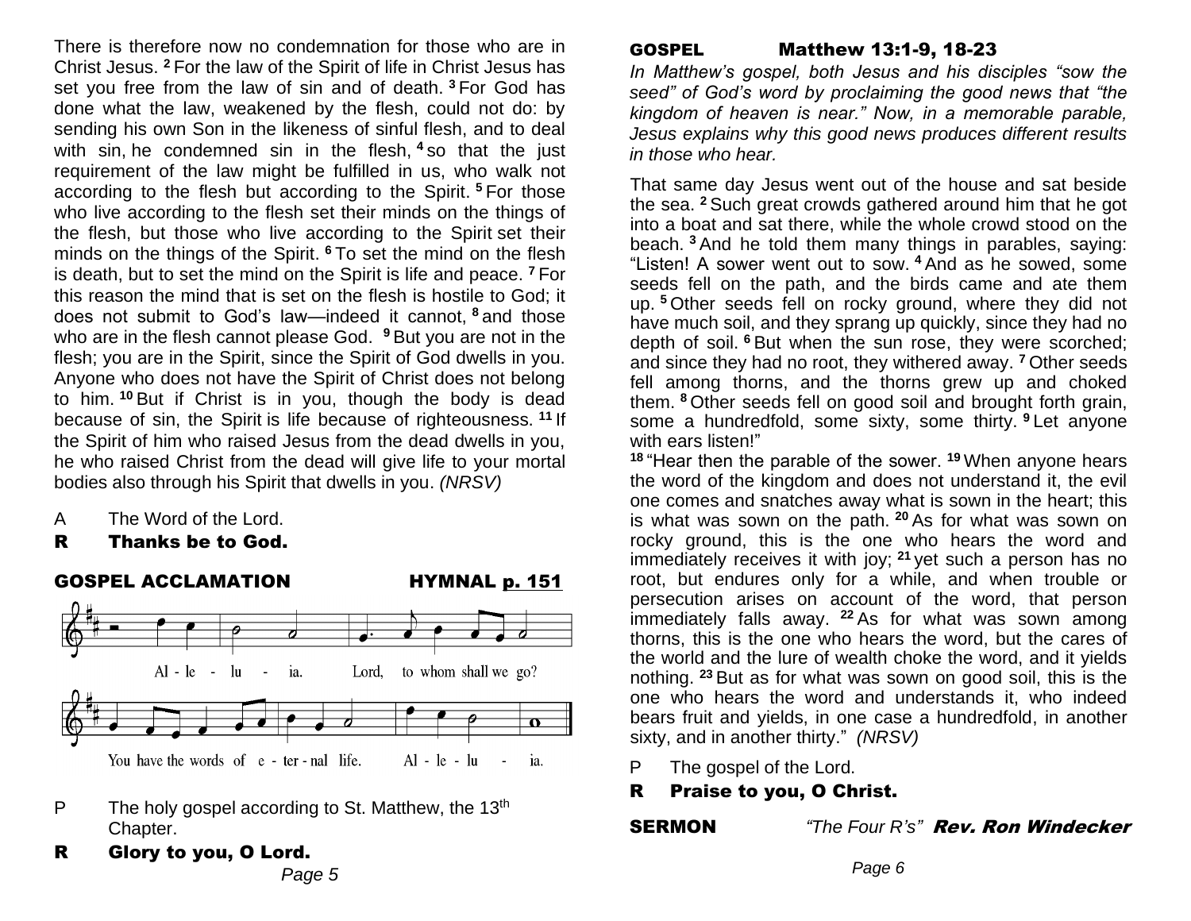There is therefore now no condemnation for those who are in Christ Jesus. [2] For the law of the Spirit of life in Christ Jesus has set you free from the law of sin and of death. [3] For God has done what the law, weakened by the flesh, could not do: by sending his own Son in the likeness of sinful flesh, and to deal with sin, he condemned sin in the flesh, [4] so that the just requirement of the law might be fulfilled in us, who walk not according to the flesh but according to the Spirit. [5] For those who live according to the flesh set their minds on the things of the flesh, but those who live according to the Spirit set their minds on the things of the Spirit. [6] To set the mind on the flesh is death, but to set the mind on the Spirit is life and peace. [7] For this reason the mind that is set on the flesh is hostile to God; it does not submit to God's law—indeed it cannot, [8] and those who are in the flesh cannot please God. [9] But you are not in the flesh; you are in the Spirit, since the Spirit of God dwells in you. Anyone who does not have the Spirit of Christ does not belong to him. [10] But if Christ is in you, though the body is dead because of sin, the Spirit is life because of righteousness. [11] If the Spirit of him who raised Jesus from the dead dwells in you, he who raised Christ from the dead will give life to your mortal bodies also through his Spirit that dwells in you. *(NRSV)*

A	The Word of the Lord.

**R	Thanks be to God.**

**GOSPEL ACCLAMATION**	**HYMNAL p. 151**

Al - le - lu - ia. Lord, to whom shall we go?
You have the words of e - ter - nal life. Al - le - lu - ia.

P	The holy gospel according to St. Matthew, the 13th Chapter.

**R	Glory to you, O Lord.**

**GOSPEL	Matthew 13:1-9, 18-23**

*In Matthew's gospel, both Jesus and his disciples "sow the seed" of God's word by proclaiming the good news that "the kingdom of heaven is near." Now, in a memorable parable, Jesus explains why this good news produces different results in those who hear.*

That same day Jesus went out of the house and sat beside the sea. [2] Such great crowds gathered around him that he got into a boat and sat there, while the whole crowd stood on the beach. [3] And he told them many things in parables, saying: "Listen! A sower went out to sow. [4] And as he sowed, some seeds fell on the path, and the birds came and ate them up. [5] Other seeds fell on rocky ground, where they did not have much soil, and they sprang up quickly, since they had no depth of soil. [6] But when the sun rose, they were scorched; and since they had no root, they withered away. [7] Other seeds fell among thorns, and the thorns grew up and choked them. [8] Other seeds fell on good soil and brought forth grain, some a hundredfold, some sixty, some thirty. [9] Let anyone with ears listen!"

[18] "Hear then the parable of the sower. [19] When anyone hears the word of the kingdom and does not understand it, the evil one comes and snatches away what is sown in the heart; this is what was sown on the path. [20] As for what was sown on rocky ground, this is the one who hears the word and immediately receives it with joy; [21] yet such a person has no root, but endures only for a while, and when trouble or persecution arises on account of the word, that person immediately falls away. [22] As for what was sown among thorns, this is the one who hears the word, but the cares of the world and the lure of wealth choke the word, and it yields nothing. [23] But as for what was sown on good soil, this is the one who hears the word and understands it, who indeed bears fruit and yields, in one case a hundredfold, in another sixty, and in another thirty." *(NRSV)*

P	The gospel of the Lord.

**R	Praise to you, O Christ.**

**SERMON**	*"The Four R's"* ***Rev. Ron Windecker***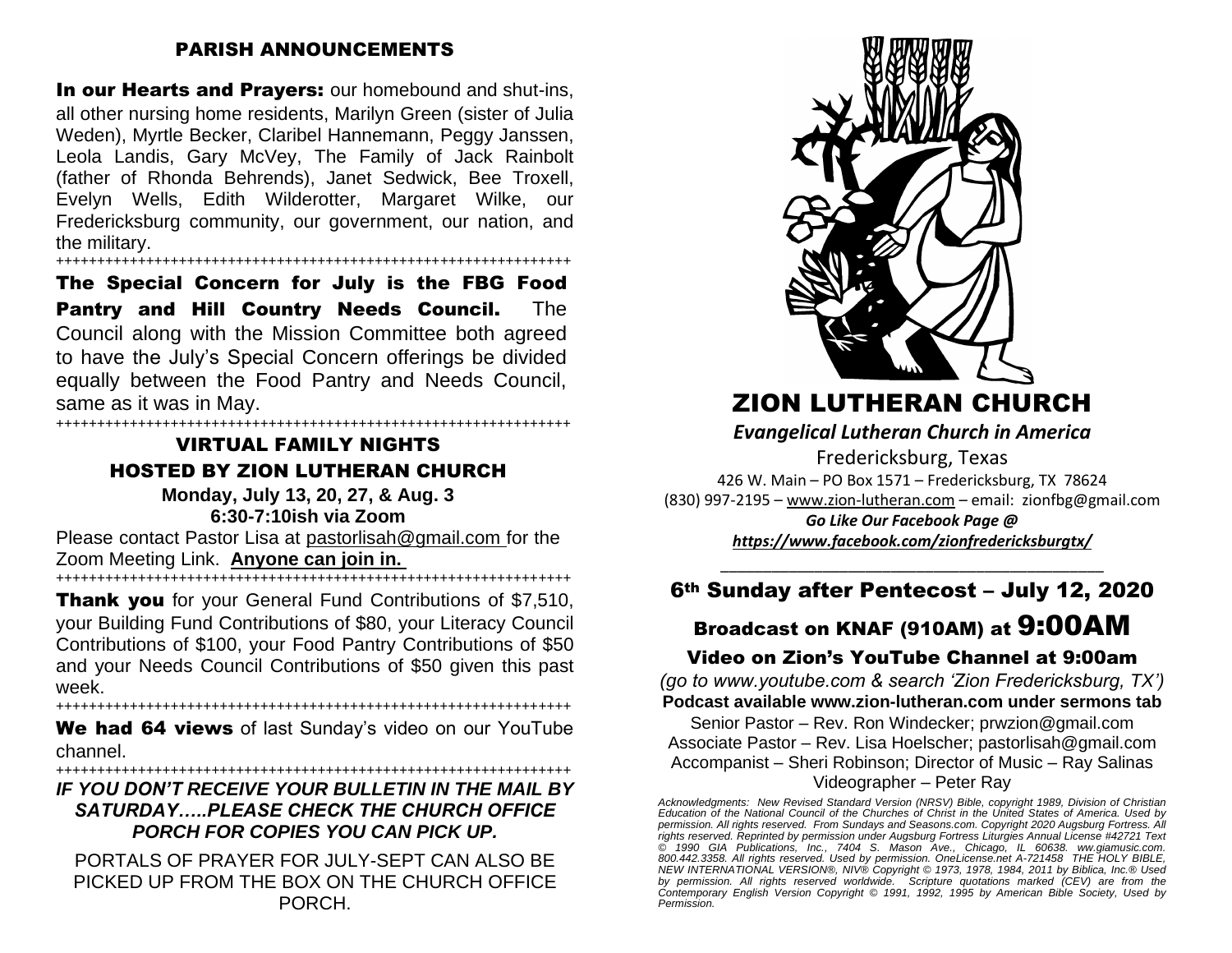## PARISH ANNOUNCEMENTS

**In our Hearts and Prayers:** our homebound and shut-ins, all other nursing home residents, Marilyn Green (sister of Julia Weden), Myrtle Becker, Claribel Hannemann, Peggy Janssen, Leola Landis, Gary McVey, The Family of Jack Rainbolt (father of Rhonda Behrends), Janet Sedwick, Bee Troxell, Evelyn Wells, Edith Wilderotter, Margaret Wilke, our Fredericksburg community, our government, our nation, and the military.

+++++++++++++++++++++++++++++++++++++++++++++++++++++++++++++++++++

**The Special Concern for July is the FBG Food Pantry and Hill Country Needs Council.** The Council along with the Mission Committee both agreed to have the July's Special Concern offerings be divided equally between the Food Pantry and Needs Council, same as it was in May.

+++++++++++++++++++++++++++++++++++++++++++++++++++++++++++++++++++

### VIRTUAL FAMILY NIGHTS
### HOSTED BY ZION LUTHERAN CHURCH

**Monday, July 13, 20, 27, & Aug. 3**
**6:30-7:10ish via Zoom**

Please contact Pastor Lisa at pastorlisah@gmail.com for the Zoom Meeting Link. **Anyone can join in.**

+++++++++++++++++++++++++++++++++++++++++++++++++++++++++++++++++++

**Thank you** for your General Fund Contributions of $7,510, your Building Fund Contributions of $80, your Literacy Council Contributions of $100, your Food Pantry Contributions of $50 and your Needs Council Contributions of $50 given this past week.

+++++++++++++++++++++++++++++++++++++++++++++++++++++++++++++++++++

**We had 64 views** of last Sunday's video on our YouTube channel.

+++++++++++++++++++++++++++++++++++++++++++++++++++++++++++++++++++

***IF YOU DON'T RECEIVE YOUR BULLETIN IN THE MAIL BY SATURDAY…..PLEASE CHECK THE CHURCH OFFICE PORCH FOR COPIES YOU CAN PICK UP.***

PORTALS OF PRAYER FOR JULY-SEPT CAN ALSO BE PICKED UP FROM THE BOX ON THE CHURCH OFFICE PORCH.

# ZION LUTHERAN CHURCH

***Evangelical Lutheran Church in America***

Fredericksburg, Texas

426 W. Main – PO Box 1571 – Fredericksburg, TX 78624

(830) 997-2195 – www.zion-lutheran.com – email: zionfbg@gmail.com

***Go Like Our Facebook Page @***
***https://www.facebook.com/zionfredericksburgtx/***

---

## 6th Sunday after Pentecost – July 12, 2020

### Broadcast on KNAF (910AM) at 9:00AM

### Video on Zion's YouTube Channel at 9:00am

*(go to www.youtube.com & search 'Zion Fredericksburg, TX')*

**Podcast available www.zion-lutheran.com under sermons tab**

Senior Pastor – Rev. Ron Windecker; prwzion@gmail.com
Associate Pastor – Rev. Lisa Hoelscher; pastorlisah@gmail.com
Accompanist – Sheri Robinson; Director of Music – Ray Salinas
Videographer – Peter Ray

*Acknowledgments: New Revised Standard Version (NRSV) Bible, copyright 1989, Division of Christian Education of the National Council of the Churches of Christ in the United States of America. Used by permission. All rights reserved. From Sundays and Seasons.com. Copyright 2020 Augsburg Fortress. All rights reserved. Reprinted by permission under Augsburg Fortress Liturgies Annual License #42721 Text © 1990 GIA Publications, Inc., 7404 S. Mason Ave., Chicago, IL 60638. ww.giamusic.com. 800.442.3358. All rights reserved. Used by permission. OneLicense.net A-721458 THE HOLY BIBLE, NEW INTERNATIONAL VERSION®, NIV® Copyright © 1973, 1978, 1984, 2011 by Biblica, Inc.® Used by permission. All rights reserved worldwide. Scripture quotations marked (CEV) are from the Contemporary English Version Copyright © 1991, 1992, 1995 by American Bible Society, Used by Permission.*